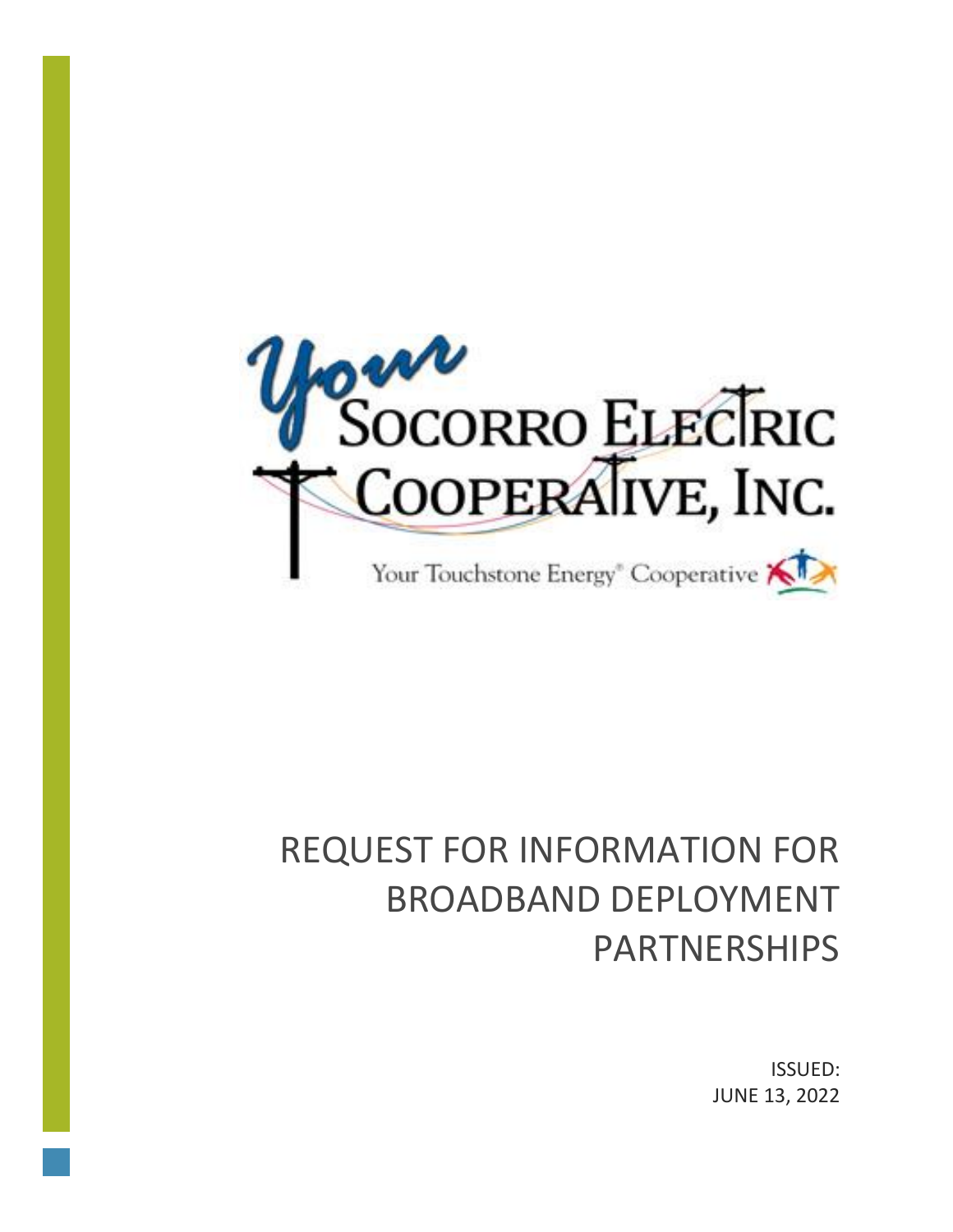Your Socorro Electric Cooperative, Inc.

Your Touchstone Energy® Cooperative

# REQUEST FOR INFORMATION FOR BROADBAND DEPLOYMENT PARTNERSHIPS

ISSUED:
JUNE 13, 2022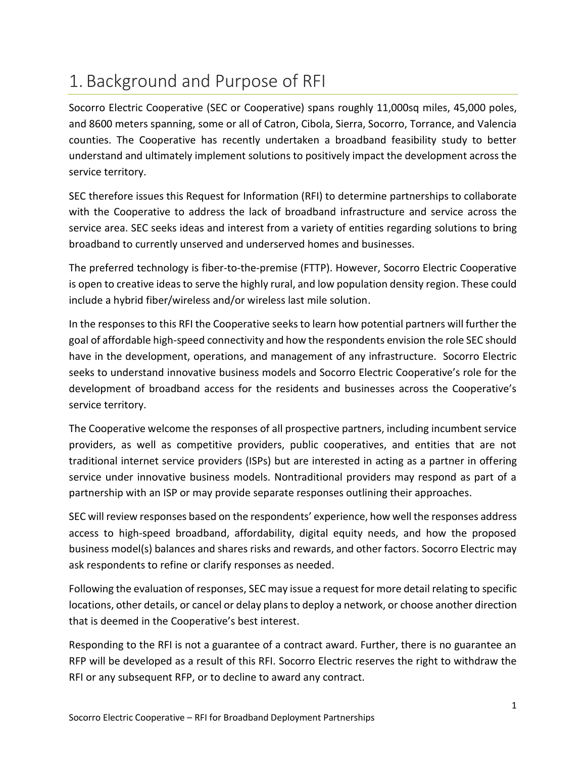# 1. Background and Purpose of RFI

Socorro Electric Cooperative (SEC or Cooperative) spans roughly 11,000sq miles, 45,000 poles, and 8600 meters spanning, some or all of Catron, Cibola, Sierra, Socorro, Torrance, and Valencia counties. The Cooperative has recently undertaken a broadband feasibility study to better understand and ultimately implement solutions to positively impact the development across the service territory.

SEC therefore issues this Request for Information (RFI) to determine partnerships to collaborate with the Cooperative to address the lack of broadband infrastructure and service across the service area. SEC seeks ideas and interest from a variety of entities regarding solutions to bring broadband to currently unserved and underserved homes and businesses.

The preferred technology is fiber-to-the-premise (FTTP). However, Socorro Electric Cooperative is open to creative ideas to serve the highly rural, and low population density region. These could include a hybrid fiber/wireless and/or wireless last mile solution.

In the responses to this RFI the Cooperative seeks to learn how potential partners will further the goal of affordable high-speed connectivity and how the respondents envision the role SEC should have in the development, operations, and management of any infrastructure. Socorro Electric seeks to understand innovative business models and Socorro Electric Cooperative's role for the development of broadband access for the residents and businesses across the Cooperative's service territory.

The Cooperative welcome the responses of all prospective partners, including incumbent service providers, as well as competitive providers, public cooperatives, and entities that are not traditional internet service providers (ISPs) but are interested in acting as a partner in offering service under innovative business models. Nontraditional providers may respond as part of a partnership with an ISP or may provide separate responses outlining their approaches.

SEC will review responses based on the respondents' experience, how well the responses address access to high-speed broadband, affordability, digital equity needs, and how the proposed business model(s) balances and shares risks and rewards, and other factors. Socorro Electric may ask respondents to refine or clarify responses as needed.

Following the evaluation of responses, SEC may issue a request for more detail relating to specific locations, other details, or cancel or delay plans to deploy a network, or choose another direction that is deemed in the Cooperative's best interest.

Responding to the RFI is not a guarantee of a contract award. Further, there is no guarantee an RFP will be developed as a result of this RFI. Socorro Electric reserves the right to withdraw the RFI or any subsequent RFP, or to decline to award any contract.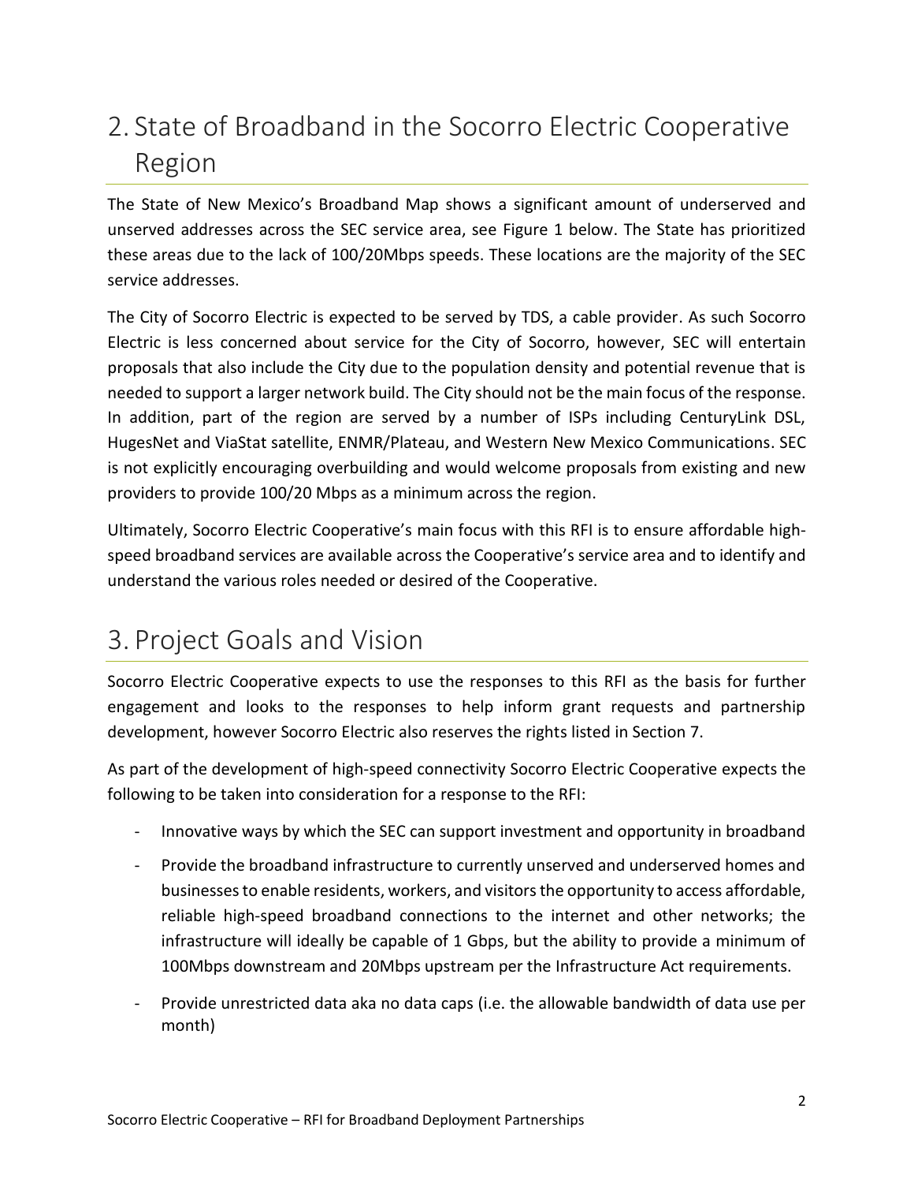# 2. State of Broadband in the Socorro Electric Cooperative Region

The State of New Mexico's Broadband Map shows a significant amount of underserved and unserved addresses across the SEC service area, see Figure 1 below. The State has prioritized these areas due to the lack of 100/20Mbps speeds. These locations are the majority of the SEC service addresses.

The City of Socorro Electric is expected to be served by TDS, a cable provider. As such Socorro Electric is less concerned about service for the City of Socorro, however, SEC will entertain proposals that also include the City due to the population density and potential revenue that is needed to support a larger network build. The City should not be the main focus of the response. In addition, part of the region are served by a number of ISPs including CenturyLink DSL, HugesNet and ViaStat satellite, ENMR/Plateau, and Western New Mexico Communications. SEC is not explicitly encouraging overbuilding and would welcome proposals from existing and new providers to provide 100/20 Mbps as a minimum across the region.

Ultimately, Socorro Electric Cooperative's main focus with this RFI is to ensure affordable high-speed broadband services are available across the Cooperative's service area and to identify and understand the various roles needed or desired of the Cooperative.

# 3. Project Goals and Vision

Socorro Electric Cooperative expects to use the responses to this RFI as the basis for further engagement and looks to the responses to help inform grant requests and partnership development, however Socorro Electric also reserves the rights listed in Section 7.

As part of the development of high-speed connectivity Socorro Electric Cooperative expects the following to be taken into consideration for a response to the RFI:

- Innovative ways by which the SEC can support investment and opportunity in broadband
- Provide the broadband infrastructure to currently unserved and underserved homes and businesses to enable residents, workers, and visitors the opportunity to access affordable, reliable high-speed broadband connections to the internet and other networks; the infrastructure will ideally be capable of 1 Gbps, but the ability to provide a minimum of 100Mbps downstream and 20Mbps upstream per the Infrastructure Act requirements.
- Provide unrestricted data aka no data caps (i.e. the allowable bandwidth of data use per month)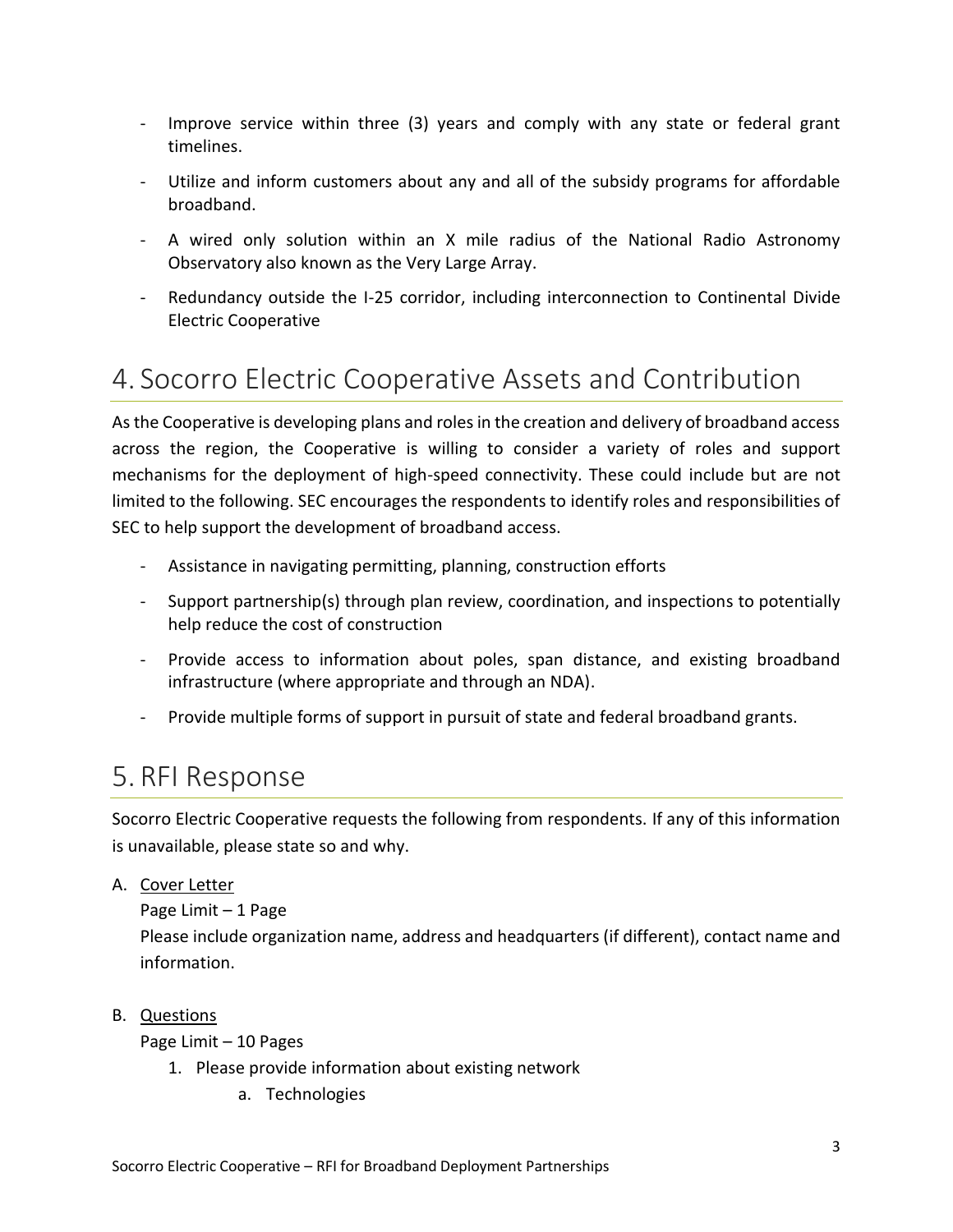- Improve service within three (3) years and comply with any state or federal grant timelines.
- Utilize and inform customers about any and all of the subsidy programs for affordable broadband.
- A wired only solution within an X mile radius of the National Radio Astronomy Observatory also known as the Very Large Array.
- Redundancy outside the I-25 corridor, including interconnection to Continental Divide Electric Cooperative

# 4. Socorro Electric Cooperative Assets and Contribution

As the Cooperative is developing plans and roles in the creation and delivery of broadband access across the region, the Cooperative is willing to consider a variety of roles and support mechanisms for the deployment of high-speed connectivity. These could include but are not limited to the following. SEC encourages the respondents to identify roles and responsibilities of SEC to help support the development of broadband access.

- Assistance in navigating permitting, planning, construction efforts
- Support partnership(s) through plan review, coordination, and inspections to potentially help reduce the cost of construction
- Provide access to information about poles, span distance, and existing broadband infrastructure (where appropriate and through an NDA).
- Provide multiple forms of support in pursuit of state and federal broadband grants.

# 5. RFI Response

Socorro Electric Cooperative requests the following from respondents. If any of this information is unavailable, please state so and why.

A. Cover Letter

   Page Limit – 1 Page

   Please include organization name, address and headquarters (if different), contact name and information.

B. Questions

   Page Limit – 10 Pages

   1. Please provide information about existing network
      a. Technologies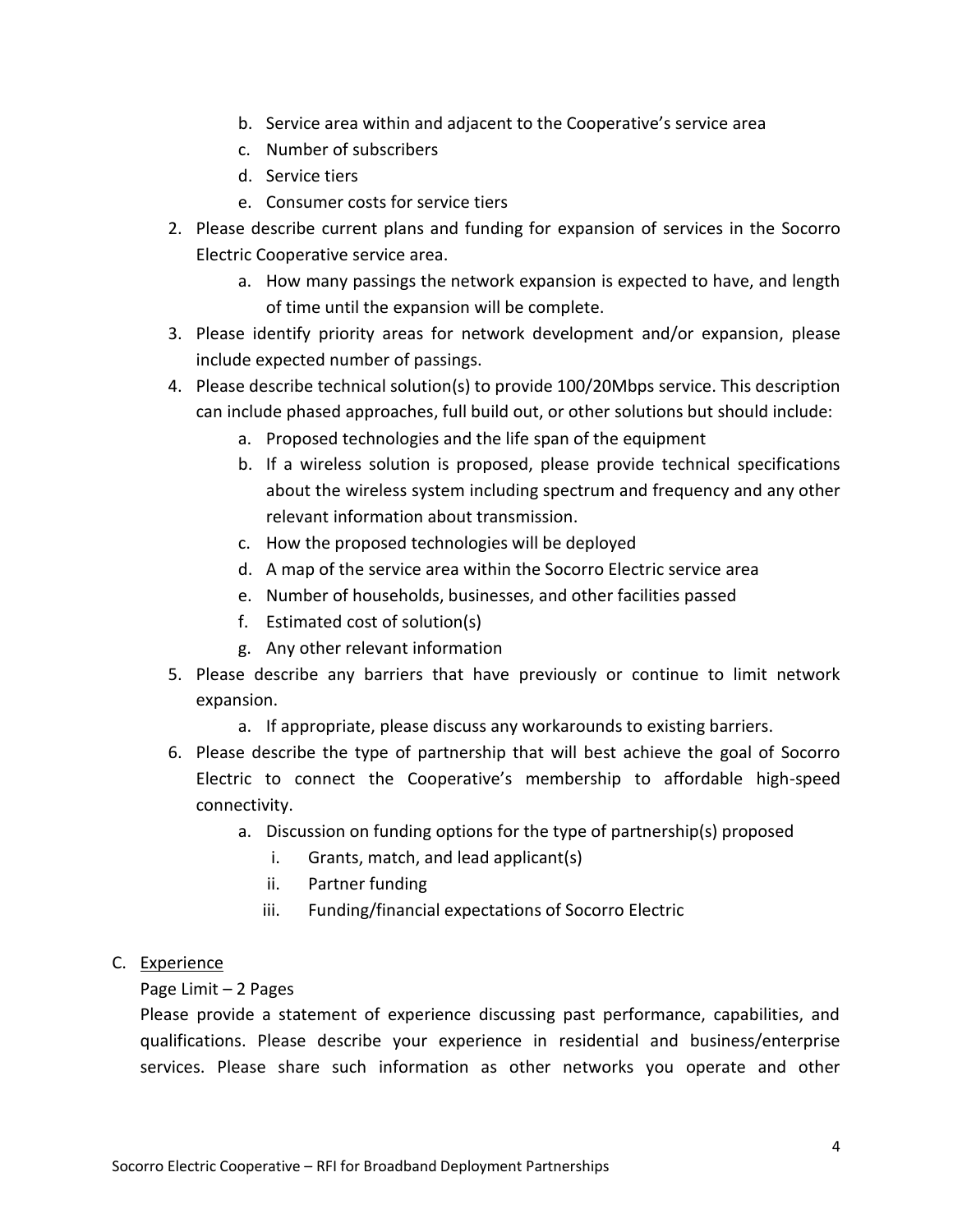b. Service area within and adjacent to the Cooperative's service area
   c. Number of subscribers
   d. Service tiers
   e. Consumer costs for service tiers

2. Please describe current plans and funding for expansion of services in the Socorro Electric Cooperative service area.
   a. How many passings the network expansion is expected to have, and length of time until the expansion will be complete.
3. Please identify priority areas for network development and/or expansion, please include expected number of passings.
4. Please describe technical solution(s) to provide 100/20Mbps service. This description can include phased approaches, full build out, or other solutions but should include:
   a. Proposed technologies and the life span of the equipment
   b. If a wireless solution is proposed, please provide technical specifications about the wireless system including spectrum and frequency and any other relevant information about transmission.
   c. How the proposed technologies will be deployed
   d. A map of the service area within the Socorro Electric service area
   e. Number of households, businesses, and other facilities passed
   f. Estimated cost of solution(s)
   g. Any other relevant information
5. Please describe any barriers that have previously or continue to limit network expansion.
   a. If appropriate, please discuss any workarounds to existing barriers.
6. Please describe the type of partnership that will best achieve the goal of Socorro Electric to connect the Cooperative's membership to affordable high-speed connectivity.
   a. Discussion on funding options for the type of partnership(s) proposed
      i. Grants, match, and lead applicant(s)
      ii. Partner funding
      iii. Funding/financial expectations of Socorro Electric

C. <u>Experience</u>

Page Limit – 2 Pages

Please provide a statement of experience discussing past performance, capabilities, and qualifications. Please describe your experience in residential and business/enterprise services. Please share such information as other networks you operate and other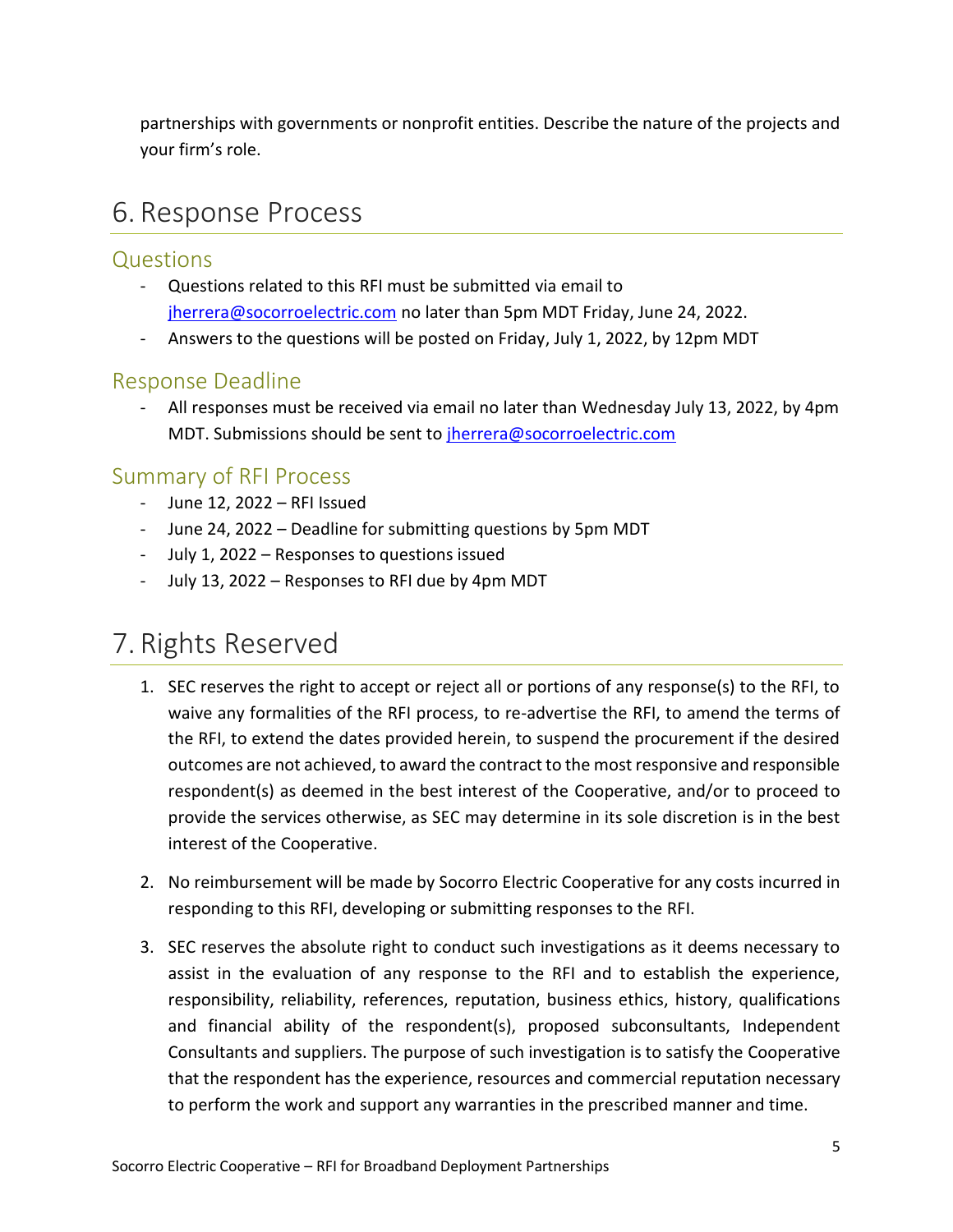partnerships with governments or nonprofit entities. Describe the nature of the projects and your firm's role.

# 6. Response Process

## Questions

- Questions related to this RFI must be submitted via email to jherrera@socorroelectric.com no later than 5pm MDT Friday, June 24, 2022.
- Answers to the questions will be posted on Friday, July 1, 2022, by 12pm MDT

## Response Deadline

- All responses must be received via email no later than Wednesday July 13, 2022, by 4pm MDT. Submissions should be sent to jherrera@socorroelectric.com

## Summary of RFI Process

- June 12, 2022 – RFI Issued
- June 24, 2022 – Deadline for submitting questions by 5pm MDT
- July 1, 2022 – Responses to questions issued
- July 13, 2022 – Responses to RFI due by 4pm MDT

# 7. Rights Reserved

1. SEC reserves the right to accept or reject all or portions of any response(s) to the RFI, to waive any formalities of the RFI process, to re-advertise the RFI, to amend the terms of the RFI, to extend the dates provided herein, to suspend the procurement if the desired outcomes are not achieved, to award the contract to the most responsive and responsible respondent(s) as deemed in the best interest of the Cooperative, and/or to proceed to provide the services otherwise, as SEC may determine in its sole discretion is in the best interest of the Cooperative.

2. No reimbursement will be made by Socorro Electric Cooperative for any costs incurred in responding to this RFI, developing or submitting responses to the RFI.

3. SEC reserves the absolute right to conduct such investigations as it deems necessary to assist in the evaluation of any response to the RFI and to establish the experience, responsibility, reliability, references, reputation, business ethics, history, qualifications and financial ability of the respondent(s), proposed subconsultants, Independent Consultants and suppliers. The purpose of such investigation is to satisfy the Cooperative that the respondent has the experience, resources and commercial reputation necessary to perform the work and support any warranties in the prescribed manner and time.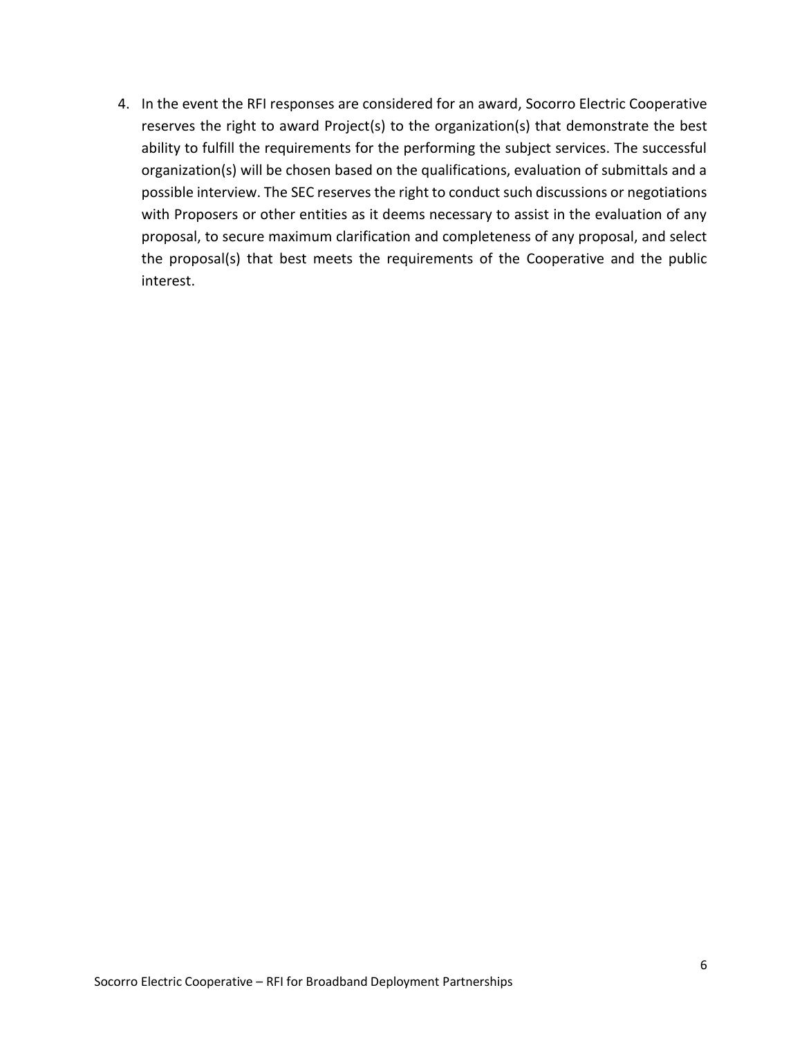4. In the event the RFI responses are considered for an award, Socorro Electric Cooperative reserves the right to award Project(s) to the organization(s) that demonstrate the best ability to fulfill the requirements for the performing the subject services. The successful organization(s) will be chosen based on the qualifications, evaluation of submittals and a possible interview. The SEC reserves the right to conduct such discussions or negotiations with Proposers or other entities as it deems necessary to assist in the evaluation of any proposal, to secure maximum clarification and completeness of any proposal, and select the proposal(s) that best meets the requirements of the Cooperative and the public interest.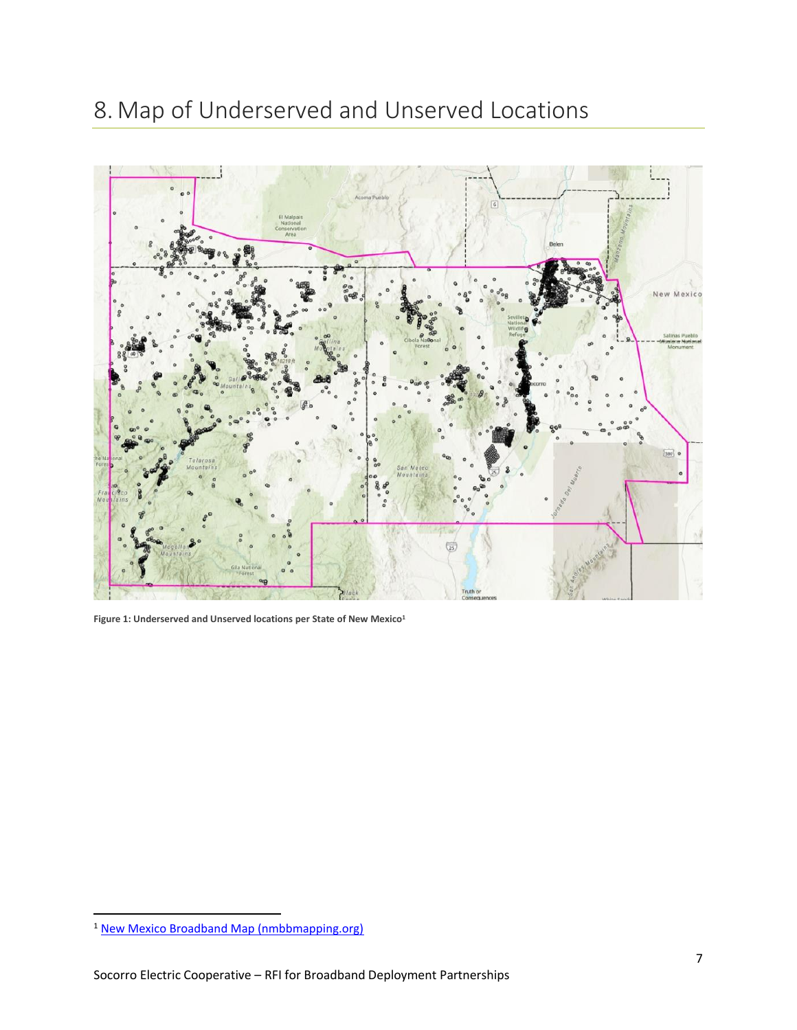# 8. Map of Underserved and Unserved Locations

El Malpais National Conservation Area

Acoma Pueblo

Belen

Manzano Mountains

New Mexico

Sevilleta National Wildlife Refuge

Salinas Pueblo Missions National Monument

Cibola National Forest

Gallina Mountains

Gallo Mountains

Socorro

Tularosa Mountains

San Mateo Mountains

Jornada Del Muerto

Mogollon Mountains

Gila National Forest

San Andres Mountains

Truth or Consequences

Figure 1: Underserved and Unserved locations per State of New Mexico[1]

---

[1] New Mexico Broadband Map (nmbbmapping.org)